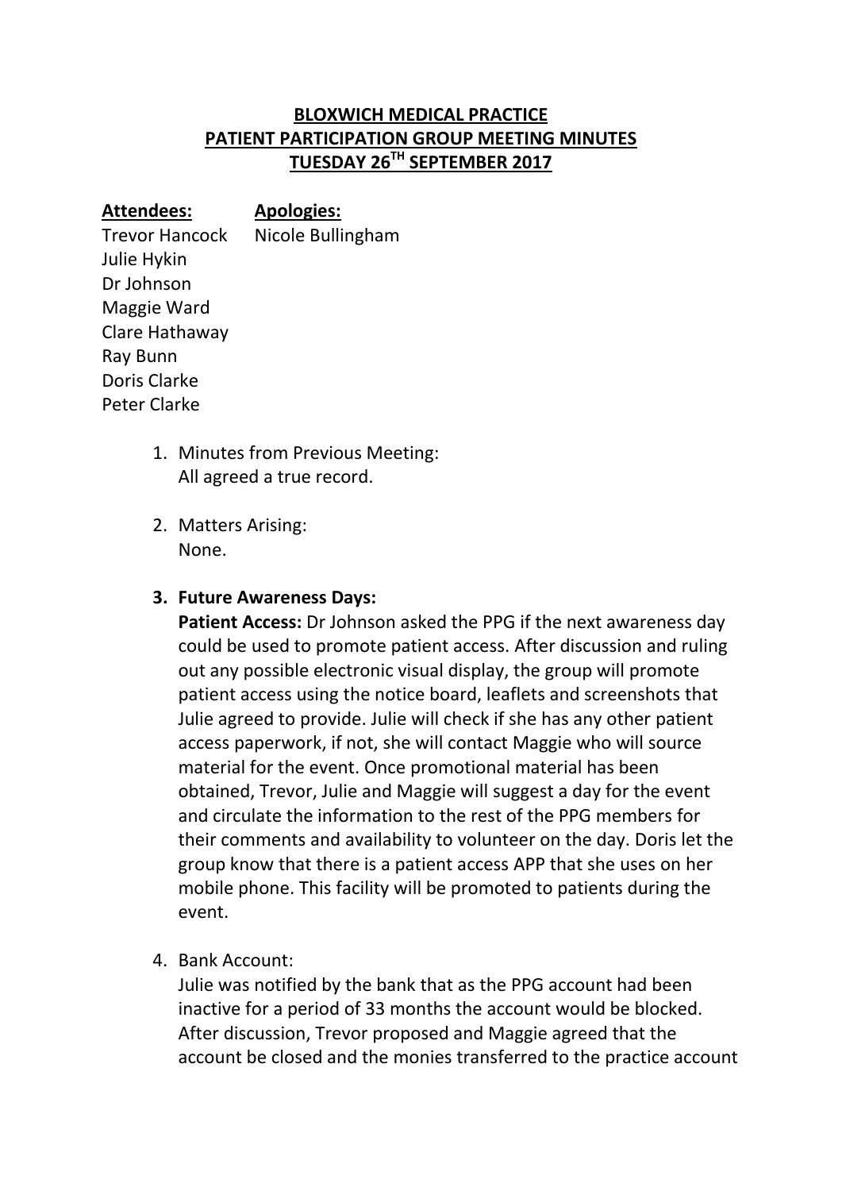**BLOXWICH MEDICAL PRACTICE**
**PATIENT PARTICIPATION GROUP MEETING MINUTES**
**TUESDAY 26TH SEPTEMBER 2017**

| **Attendees:** | **Apologies:** |
|---|---|
| Trevor Hancock | Nicole Bullingham |
| Julie Hykin | |
| Dr Johnson | |
| Maggie Ward | |
| Clare Hathaway | |
| Ray Bunn | |
| Doris Clarke | |
| Peter Clarke | |

1. Minutes from Previous Meeting:
   All agreed a true record.

2. Matters Arising:
   None.

3. **Future Awareness Days:**
   **Patient Access:** Dr Johnson asked the PPG if the next awareness day could be used to promote patient access. After discussion and ruling out any possible electronic visual display, the group will promote patient access using the notice board, leaflets and screenshots that Julie agreed to provide. Julie will check if she has any other patient access paperwork, if not, she will contact Maggie who will source material for the event. Once promotional material has been obtained, Trevor, Julie and Maggie will suggest a day for the event and circulate the information to the rest of the PPG members for their comments and availability to volunteer on the day. Doris let the group know that there is a patient access APP that she uses on her mobile phone. This facility will be promoted to patients during the event.

4. Bank Account:
   Julie was notified by the bank that as the PPG account had been inactive for a period of 33 months the account would be blocked. After discussion, Trevor proposed and Maggie agreed that the account be closed and the monies transferred to the practice account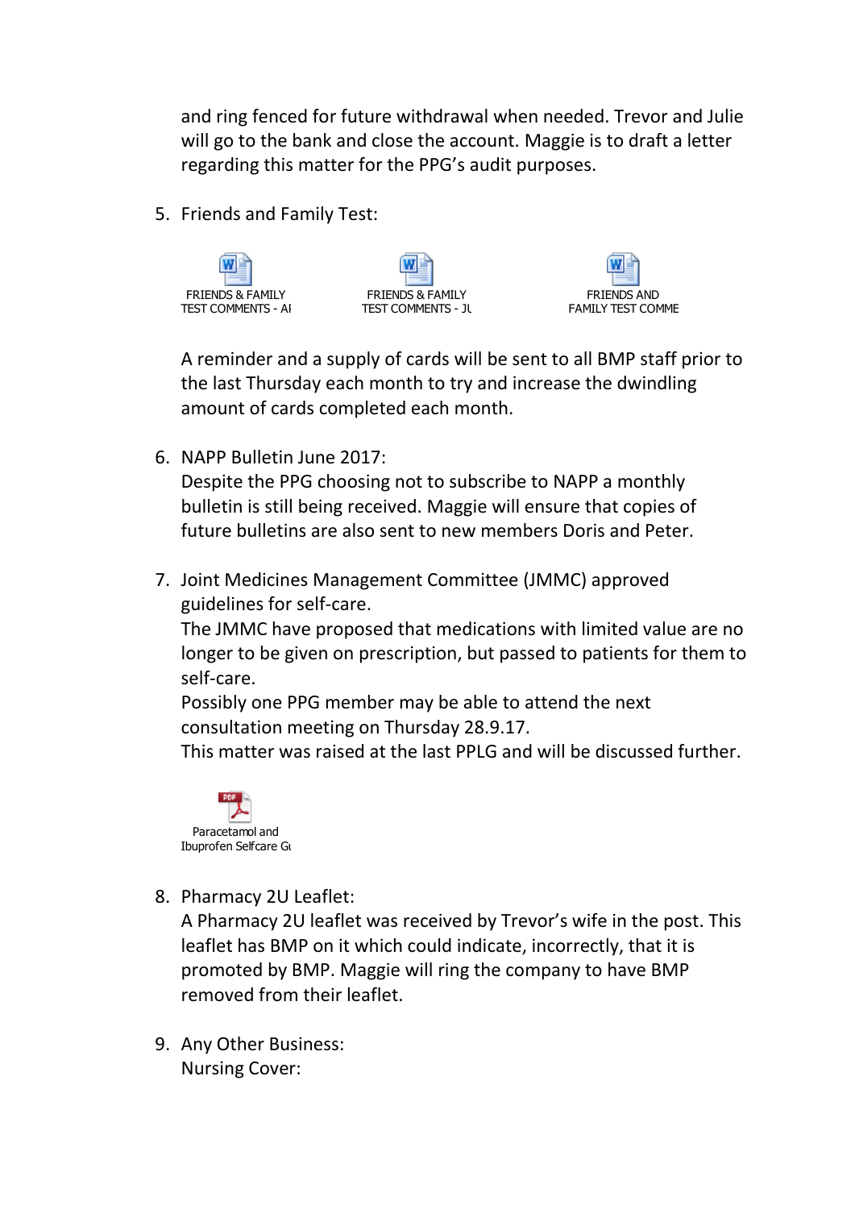and ring fenced for future withdrawal when needed. Trevor and Julie will go to the bank and close the account. Maggie is to draft a letter regarding this matter for the PPG's audit purposes.

5. Friends and Family Test:

   FRIENDS & FAMILY TEST COMMENTS - AI    FRIENDS & FAMILY TEST COMMENTS - JU    FRIENDS AND FAMILY TEST COMME

   A reminder and a supply of cards will be sent to all BMP staff prior to the last Thursday each month to try and increase the dwindling amount of cards completed each month.

6. NAPP Bulletin June 2017:
   Despite the PPG choosing not to subscribe to NAPP a monthly bulletin is still being received. Maggie will ensure that copies of future bulletins are also sent to new members Doris and Peter.

7. Joint Medicines Management Committee (JMMC) approved guidelines for self-care.
   The JMMC have proposed that medications with limited value are no longer to be given on prescription, but passed to patients for them to self-care.
   Possibly one PPG member may be able to attend the next consultation meeting on Thursday 28.9.17.
   This matter was raised at the last PPLG and will be discussed further.

   Paracetamol and Ibuprofen Selfcare Gu

8. Pharmacy 2U Leaflet:
   A Pharmacy 2U leaflet was received by Trevor's wife in the post. This leaflet has BMP on it which could indicate, incorrectly, that it is promoted by BMP. Maggie will ring the company to have BMP removed from their leaflet.

9. Any Other Business:
   Nursing Cover: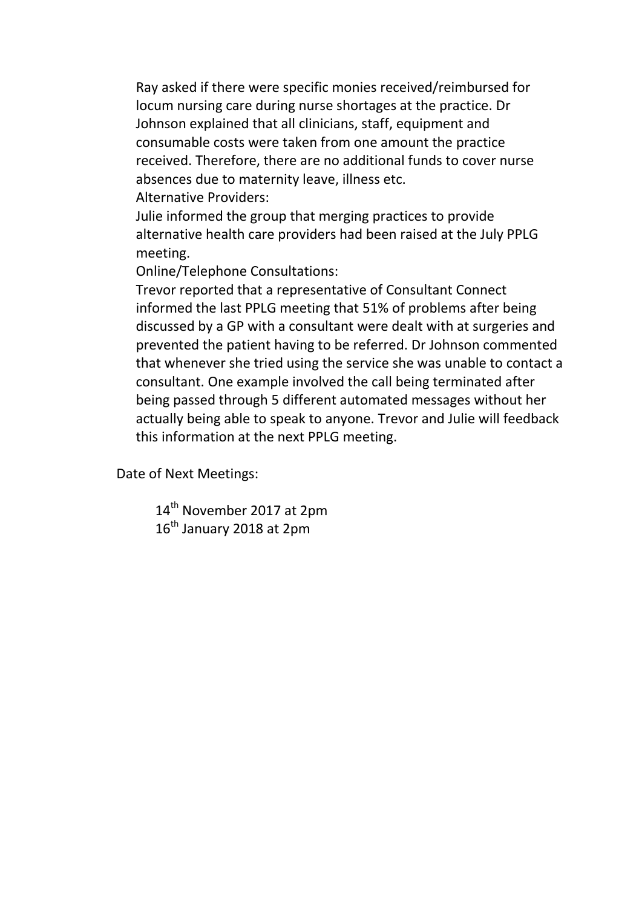Ray asked if there were specific monies received/reimbursed for locum nursing care during nurse shortages at the practice. Dr Johnson explained that all clinicians, staff, equipment and consumable costs were taken from one amount the practice received. Therefore, there are no additional funds to cover nurse absences due to maternity leave, illness etc.

Alternative Providers:

Julie informed the group that merging practices to provide alternative health care providers had been raised at the July PPLG meeting.

Online/Telephone Consultations:

Trevor reported that a representative of Consultant Connect informed the last PPLG meeting that 51% of problems after being discussed by a GP with a consultant were dealt with at surgeries and prevented the patient having to be referred. Dr Johnson commented that whenever she tried using the service she was unable to contact a consultant. One example involved the call being terminated after being passed through 5 different automated messages without her actually being able to speak to anyone. Trevor and Julie will feedback this information at the next PPLG meeting.

Date of Next Meetings:

14th November 2017 at 2pm
16th January 2018 at 2pm